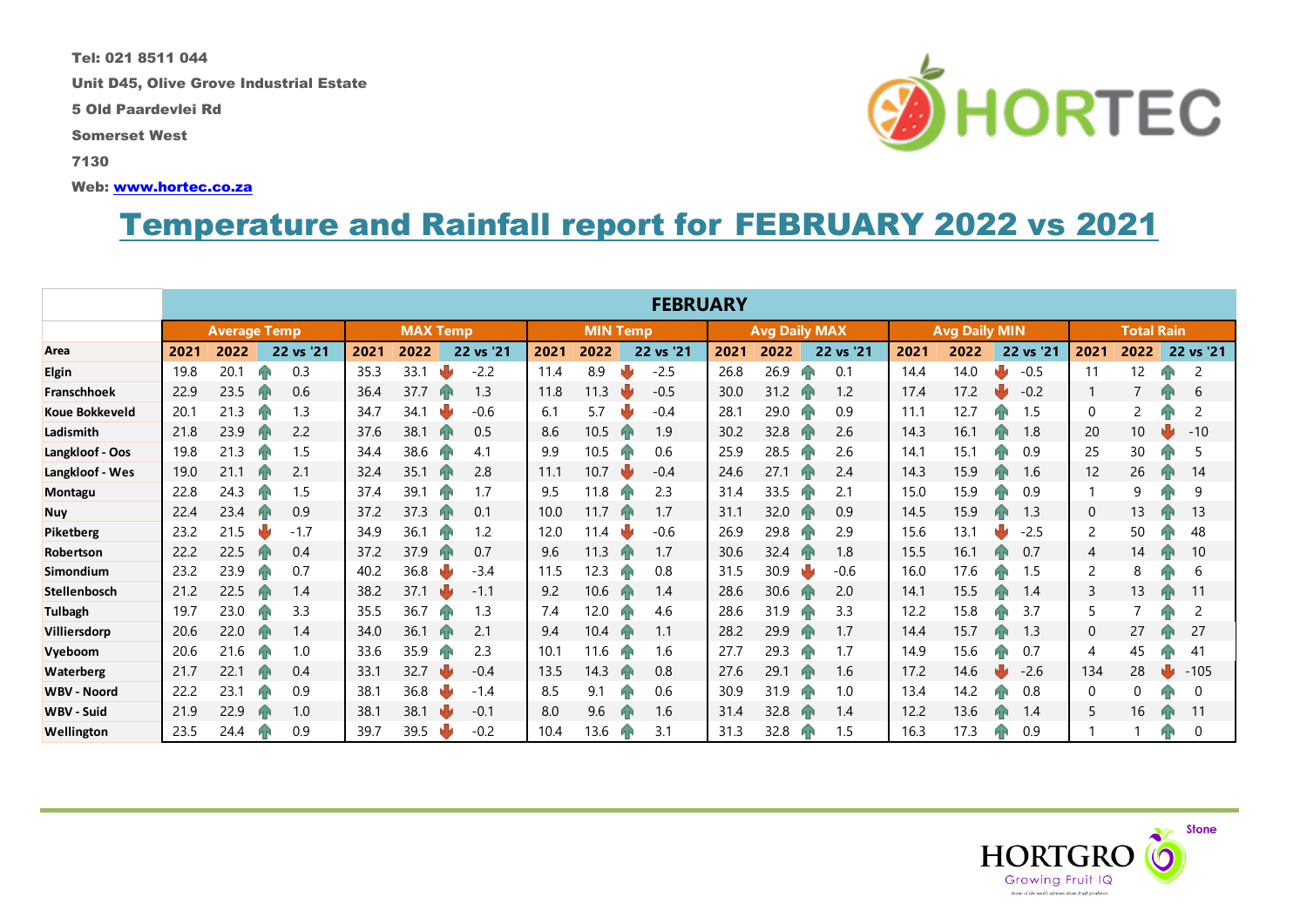Tel: 021 8511 044

Unit D45, Olive Grove Industrial Estate

5 Old Paardevlei Rd

Somerset West

7130

Web: www.hortec.co.za

HORTEC

# Temperature and Rainfall report for FEBRUARY 2022 vs 2021

| | FEBRUARY | | | | | | | | | | | | | | | | | |
|---|---|---|---|---|---|---|---|---|---|---|---|---|---|---|---|---|---|---|
| | Average Temp | | | MAX Temp | | | MIN Temp | | | Avg Daily MAX | | | Avg Daily MIN | | | Total Rain | | |
| Area | 2021 | 2022 | 22 vs '21 | 2021 | 2022 | 22 vs '21 | 2021 | 2022 | 22 vs '21 | 2021 | 2022 | 22 vs '21 | 2021 | 2022 | 22 vs '21 | 2021 | 2022 | 22 vs '21 |
| Elgin | 19.8 | 20.1 | 0.3 | 35.3 | 33.1 | -2.2 | 11.4 | 8.9 | -2.5 | 26.8 | 26.9 | 0.1 | 14.4 | 14.0 | -0.5 | 11 | 12 | 2 |
| Franschhoek | 22.9 | 23.5 | 0.6 | 36.4 | 37.7 | 1.3 | 11.8 | 11.3 | -0.5 | 30.0 | 31.2 | 1.2 | 17.4 | 17.2 | -0.2 | 1 | 7 | 6 |
| Koue Bokkeveld | 20.1 | 21.3 | 1.3 | 34.7 | 34.1 | -0.6 | 6.1 | 5.7 | -0.4 | 28.1 | 29.0 | 0.9 | 11.1 | 12.7 | 1.5 | 0 | 2 | 2 |
| Ladismith | 21.8 | 23.9 | 2.2 | 37.6 | 38.1 | 0.5 | 8.6 | 10.5 | 1.9 | 30.2 | 32.8 | 2.6 | 14.3 | 16.1 | 1.8 | 20 | 10 | -10 |
| Langkloof - Oos | 19.8 | 21.3 | 1.5 | 34.4 | 38.6 | 4.1 | 9.9 | 10.5 | 0.6 | 25.9 | 28.5 | 2.6 | 14.1 | 15.1 | 0.9 | 25 | 30 | 5 |
| Langkloof - Wes | 19.0 | 21.1 | 2.1 | 32.4 | 35.1 | 2.8 | 11.1 | 10.7 | -0.4 | 24.6 | 27.1 | 2.4 | 14.3 | 15.9 | 1.6 | 12 | 26 | 14 |
| Montagu | 22.8 | 24.3 | 1.5 | 37.4 | 39.1 | 1.7 | 9.5 | 11.8 | 2.3 | 31.4 | 33.5 | 2.1 | 15.0 | 15.9 | 0.9 | 1 | 9 | 9 |
| Nuy | 22.4 | 23.4 | 0.9 | 37.2 | 37.3 | 0.1 | 10.0 | 11.7 | 1.7 | 31.1 | 32.0 | 0.9 | 14.5 | 15.9 | 1.3 | 0 | 13 | 13 |
| Piketberg | 23.2 | 21.5 | -1.7 | 34.9 | 36.1 | 1.2 | 12.0 | 11.4 | -0.6 | 26.9 | 29.8 | 2.9 | 15.6 | 13.1 | -2.5 | 2 | 50 | 48 |
| Robertson | 22.2 | 22.5 | 0.4 | 37.2 | 37.9 | 0.7 | 9.6 | 11.3 | 1.7 | 30.6 | 32.4 | 1.8 | 15.5 | 16.1 | 0.7 | 4 | 14 | 10 |
| Simondium | 23.2 | 23.9 | 0.7 | 40.2 | 36.8 | -3.4 | 11.5 | 12.3 | 0.8 | 31.5 | 30.9 | -0.6 | 16.0 | 17.6 | 1.5 | 2 | 8 | 6 |
| Stellenbosch | 21.2 | 22.5 | 1.4 | 38.2 | 37.1 | -1.1 | 9.2 | 10.6 | 1.4 | 28.6 | 30.6 | 2.0 | 14.1 | 15.5 | 1.4 | 3 | 13 | 11 |
| Tulbagh | 19.7 | 23.0 | 3.3 | 35.5 | 36.7 | 1.3 | 7.4 | 12.0 | 4.6 | 28.6 | 31.9 | 3.3 | 12.2 | 15.8 | 3.7 | 5 | 7 | 2 |
| Villiersdorp | 20.6 | 22.0 | 1.4 | 34.0 | 36.1 | 2.1 | 9.4 | 10.4 | 1.1 | 28.2 | 29.9 | 1.7 | 14.4 | 15.7 | 1.3 | 0 | 27 | 27 |
| Vyeboom | 20.6 | 21.6 | 1.0 | 33.6 | 35.9 | 2.3 | 10.1 | 11.6 | 1.6 | 27.7 | 29.3 | 1.7 | 14.9 | 15.6 | 0.7 | 4 | 45 | 41 |
| Waterberg | 21.7 | 22.1 | 0.4 | 33.1 | 32.7 | -0.4 | 13.5 | 14.3 | 0.8 | 27.6 | 29.1 | 1.6 | 17.2 | 14.6 | -2.6 | 134 | 28 | -105 |
| WBV - Noord | 22.2 | 23.1 | 0.9 | 38.1 | 36.8 | -1.4 | 8.5 | 9.1 | 0.6 | 30.9 | 31.9 | 1.0 | 13.4 | 14.2 | 0.8 | 0 | 0 | 0 |
| WBV - Suid | 21.9 | 22.9 | 1.0 | 38.1 | 38.1 | -0.1 | 8.0 | 9.6 | 1.6 | 31.4 | 32.8 | 1.4 | 12.2 | 13.6 | 1.4 | 5 | 16 | 11 |
| Wellington | 23.5 | 24.4 | 0.9 | 39.7 | 39.5 | -0.2 | 10.4 | 13.6 | 3.1 | 31.3 | 32.8 | 1.5 | 16.3 | 17.3 | 0.9 | 1 | 1 | 0 |

HORTGRO Stone — Growing Fruit IQ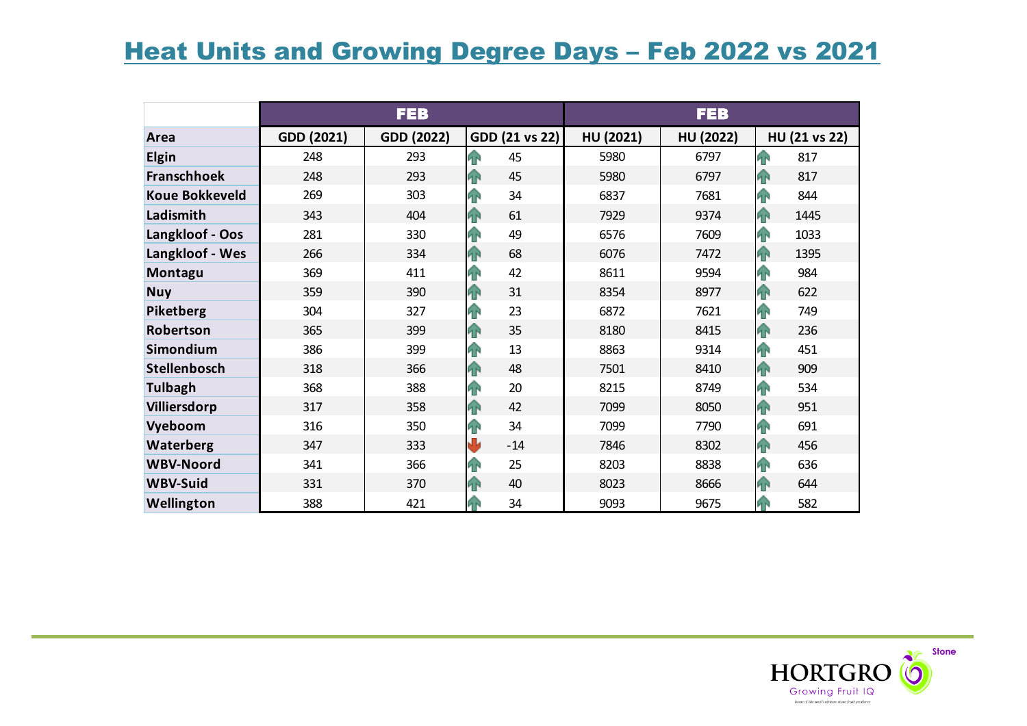# Heat Units and Growing Degree Days – Feb 2022 vs 2021

| | FEB | | | FEB | | |
|---|---|---|---|---|---|---|
| **Area** | **GDD (2021)** | **GDD (2022)** | **GDD (21 vs 22)** | **HU (2021)** | **HU (2022)** | **HU (21 vs 22)** |
| **Elgin** | 248 | 293 | 45 | 5980 | 6797 | 817 |
| **Franschhoek** | 248 | 293 | 45 | 5980 | 6797 | 817 |
| **Koue Bokkeveld** | 269 | 303 | 34 | 6837 | 7681 | 844 |
| **Ladismith** | 343 | 404 | 61 | 7929 | 9374 | 1445 |
| **Langkloof - Oos** | 281 | 330 | 49 | 6576 | 7609 | 1033 |
| **Langkloof - Wes** | 266 | 334 | 68 | 6076 | 7472 | 1395 |
| **Montagu** | 369 | 411 | 42 | 8611 | 9594 | 984 |
| **Nuy** | 359 | 390 | 31 | 8354 | 8977 | 622 |
| **Piketberg** | 304 | 327 | 23 | 6872 | 7621 | 749 |
| **Robertson** | 365 | 399 | 35 | 8180 | 8415 | 236 |
| **Simondium** | 386 | 399 | 13 | 8863 | 9314 | 451 |
| **Stellenbosch** | 318 | 366 | 48 | 7501 | 8410 | 909 |
| **Tulbagh** | 368 | 388 | 20 | 8215 | 8749 | 534 |
| **Villiersdorp** | 317 | 358 | 42 | 7099 | 8050 | 951 |
| **Vyeboom** | 316 | 350 | 34 | 7099 | 7790 | 691 |
| **Waterberg** | 347 | 333 | -14 | 7846 | 8302 | 456 |
| **WBV-Noord** | 341 | 366 | 25 | 8203 | 8838 | 636 |
| **WBV-Suid** | 331 | 370 | 40 | 8023 | 8666 | 644 |
| **Wellington** | 388 | 421 | 34 | 9093 | 9675 | 582 |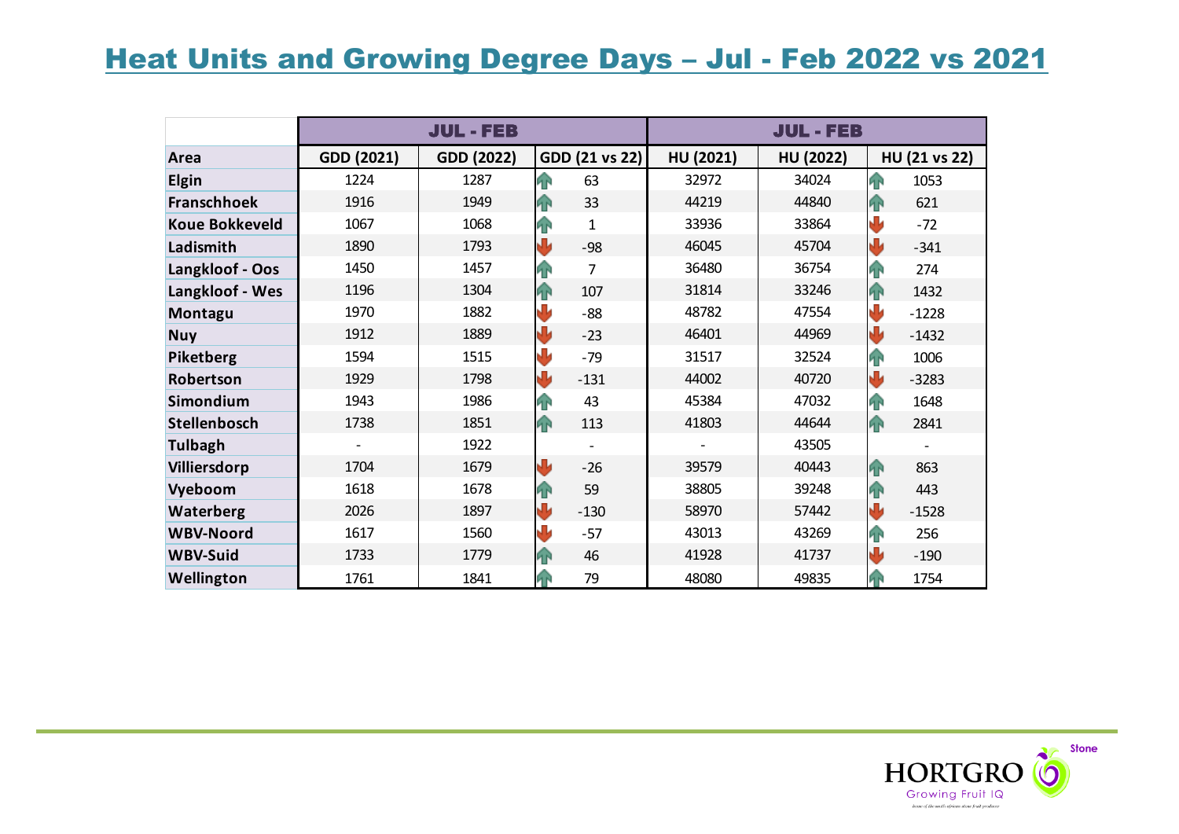# Heat Units and Growing Degree Days – Jul - Feb 2022 vs 2021

| | JUL - FEB | | | JUL - FEB | | |
|---|---|---|---|---|---|---|
| **Area** | **GDD (2021)** | **GDD (2022)** | **GDD (21 vs 22)** | **HU (2021)** | **HU (2022)** | **HU (21 vs 22)** |
| **Elgin** | 1224 | 1287 | 63 | 32972 | 34024 | 1053 |
| **Franschhoek** | 1916 | 1949 | 33 | 44219 | 44840 | 621 |
| **Koue Bokkeveld** | 1067 | 1068 | 1 | 33936 | 33864 | -72 |
| **Ladismith** | 1890 | 1793 | -98 | 46045 | 45704 | -341 |
| **Langkloof - Oos** | 1450 | 1457 | 7 | 36480 | 36754 | 274 |
| **Langkloof - Wes** | 1196 | 1304 | 107 | 31814 | 33246 | 1432 |
| **Montagu** | 1970 | 1882 | -88 | 48782 | 47554 | -1228 |
| **Nuy** | 1912 | 1889 | -23 | 46401 | 44969 | -1432 |
| **Piketberg** | 1594 | 1515 | -79 | 31517 | 32524 | 1006 |
| **Robertson** | 1929 | 1798 | -131 | 44002 | 40720 | -3283 |
| **Simondium** | 1943 | 1986 | 43 | 45384 | 47032 | 1648 |
| **Stellenbosch** | 1738 | 1851 | 113 | 41803 | 44644 | 2841 |
| **Tulbagh** | - | 1922 | - | - | 43505 | - |
| **Villiersdorp** | 1704 | 1679 | -26 | 39579 | 40443 | 863 |
| **Vyeboom** | 1618 | 1678 | 59 | 38805 | 39248 | 443 |
| **Waterberg** | 2026 | 1897 | -130 | 58970 | 57442 | -1528 |
| **WBV-Noord** | 1617 | 1560 | -57 | 43013 | 43269 | 256 |
| **WBV-Suid** | 1733 | 1779 | 46 | 41928 | 41737 | -190 |
| **Wellington** | 1761 | 1841 | 79 | 48080 | 49835 | 1754 |